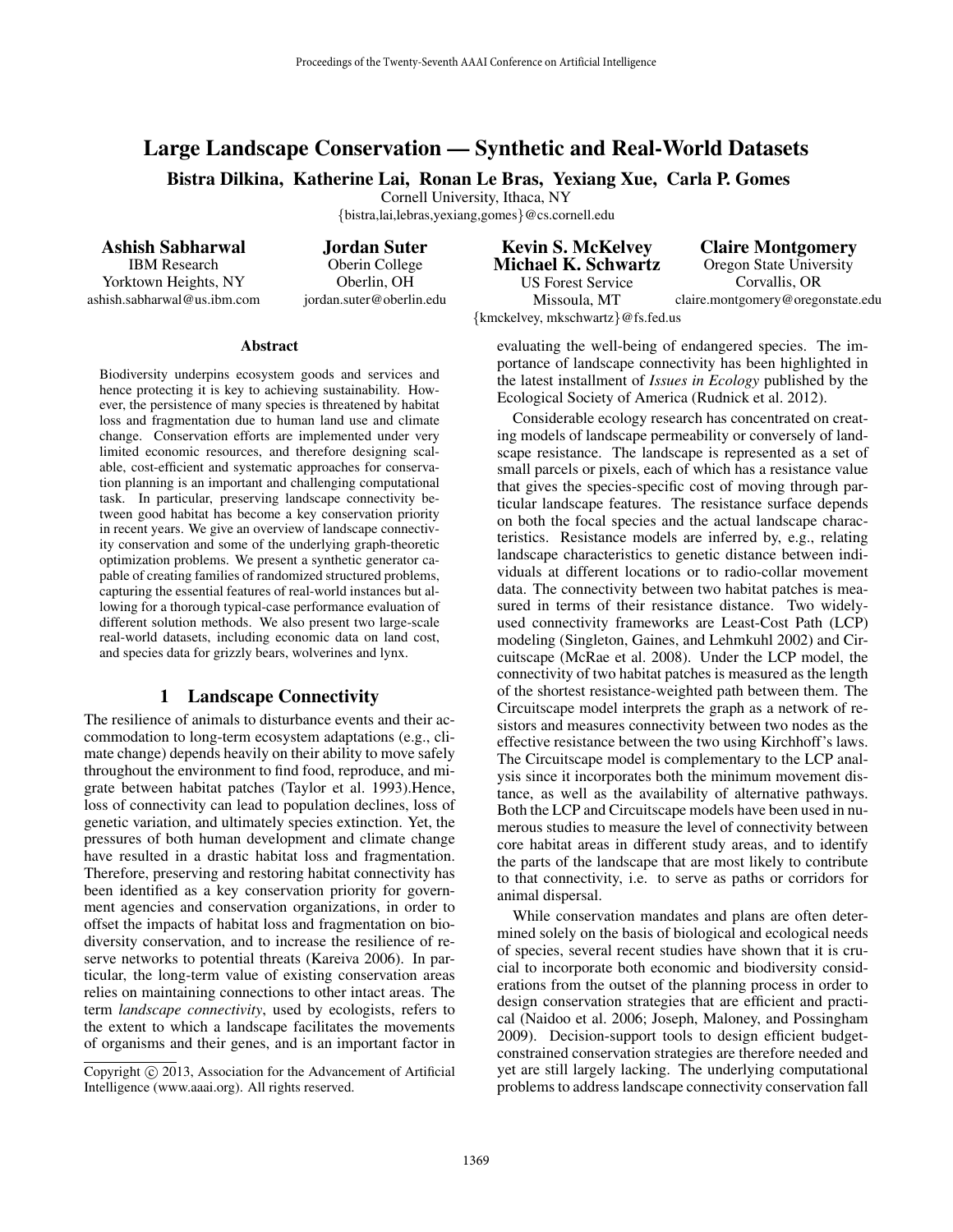# Large Landscape Conservation — Synthetic and Real-World Datasets

**Bistra Dilkina, Katherine Lai, Ronan Le Bras, Yexiang Xue, Carla P. Gomes**
Cornell University, Ithaca, NY
{bistra,lai,lebras,yexiang,gomes}@cs.cornell.edu

**Ashish Sabharwal**
IBM Research
Yorktown Heights, NY
ashish.sabharwal@us.ibm.com

**Jordan Suter**
Oberin College
Oberlin, OH
jordan.suter@oberlin.edu

**Kevin S. McKelvey**
**Michael K. Schwartz**
US Forest Service
Missoula, MT
{kmckelvey, mkschwartz}@fs.fed.us

**Claire Montgomery**
Oregon State University
Corvallis, OR
claire.montgomery@oregonstate.edu

### Abstract

Biodiversity underpins ecosystem goods and services and hence protecting it is key to achieving sustainability. However, the persistence of many species is threatened by habitat loss and fragmentation due to human land use and climate change. Conservation efforts are implemented under very limited economic resources, and therefore designing scalable, cost-efficient and systematic approaches for conservation planning is an important and challenging computational task. In particular, preserving landscape connectivity between good habitat has become a key conservation priority in recent years. We give an overview of landscape connectivity conservation and some of the underlying graph-theoretic optimization problems. We present a synthetic generator capable of creating families of randomized structured problems, capturing the essential features of real-world instances but allowing for a thorough typical-case performance evaluation of different solution methods. We also present two large-scale real-world datasets, including economic data on land cost, and species data for grizzly bears, wolverines and lynx.

## 1 Landscape Connectivity

The resilience of animals to disturbance events and their accommodation to long-term ecosystem adaptations (e.g., climate change) depends heavily on their ability to move safely throughout the environment to find food, reproduce, and migrate between habitat patches (Taylor et al. 1993).Hence, loss of connectivity can lead to population declines, loss of genetic variation, and ultimately species extinction. Yet, the pressures of both human development and climate change have resulted in a drastic habitat loss and fragmentation. Therefore, preserving and restoring habitat connectivity has been identified as a key conservation priority for government agencies and conservation organizations, in order to offset the impacts of habitat loss and fragmentation on biodiversity conservation, and to increase the resilience of reserve networks to potential threats (Kareiva 2006). In particular, the long-term value of existing conservation areas relies on maintaining connections to other intact areas. The term *landscape connectivity*, used by ecologists, refers to the extent to which a landscape facilitates the movements of organisms and their genes, and is an important factor in evaluating the well-being of endangered species. The importance of landscape connectivity has been highlighted in the latest installment of *Issues in Ecology* published by the Ecological Society of America (Rudnick et al. 2012).

Considerable ecology research has concentrated on creating models of landscape permeability or conversely of landscape resistance. The landscape is represented as a set of small parcels or pixels, each of which has a resistance value that gives the species-specific cost of moving through particular landscape features. The resistance surface depends on both the focal species and the actual landscape characteristics. Resistance models are inferred by, e.g., relating landscape characteristics to genetic distance between individuals at different locations or to radio-collar movement data. The connectivity between two habitat patches is measured in terms of their resistance distance. Two widely-used connectivity frameworks are Least-Cost Path (LCP) modeling (Singleton, Gaines, and Lehmkuhl 2002) and Circuitscape (McRae et al. 2008). Under the LCP model, the connectivity of two habitat patches is measured as the length of the shortest resistance-weighted path between them. The Circuitscape model interprets the graph as a network of resistors and measures connectivity between two nodes as the effective resistance between the two using Kirchhoff's laws. The Circuitscape model is complementary to the LCP analysis since it incorporates both the minimum movement distance, as well as the availability of alternative pathways. Both the LCP and Circuitscape models have been used in numerous studies to measure the level of connectivity between core habitat areas in different study areas, and to identify the parts of the landscape that are most likely to contribute to that connectivity, i.e. to serve as paths or corridors for animal dispersal.

While conservation mandates and plans are often determined solely on the basis of biological and ecological needs of species, several recent studies have shown that it is crucial to incorporate both economic and biodiversity considerations from the outset of the planning process in order to design conservation strategies that are efficient and practical (Naidoo et al. 2006; Joseph, Maloney, and Possingham 2009). Decision-support tools to design efficient budget-constrained conservation strategies are therefore needed and yet are still largely lacking. The underlying computational problems to address landscape connectivity conservation fall

Copyright © 2013, Association for the Advancement of Artificial Intelligence (www.aaai.org). All rights reserved.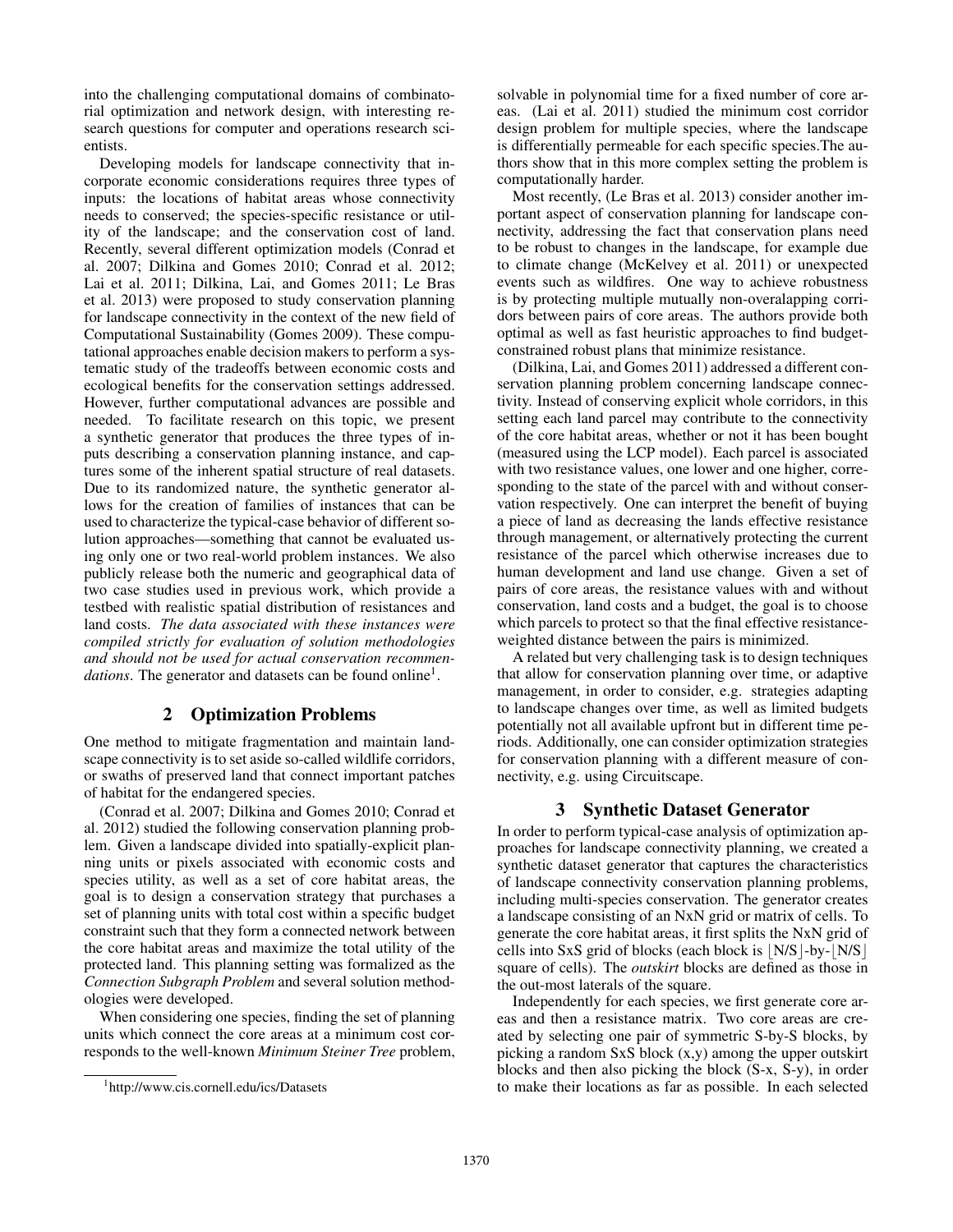into the challenging computational domains of combinatorial optimization and network design, with interesting research questions for computer and operations research scientists.

Developing models for landscape connectivity that incorporate economic considerations requires three types of inputs: the locations of habitat areas whose connectivity needs to conserved; the species-specific resistance or utility of the landscape; and the conservation cost of land. Recently, several different optimization models (Conrad et al. 2007; Dilkina and Gomes 2010; Conrad et al. 2012; Lai et al. 2011; Dilkina, Lai, and Gomes 2011; Le Bras et al. 2013) were proposed to study conservation planning for landscape connectivity in the context of the new field of Computational Sustainability (Gomes 2009). These computational approaches enable decision makers to perform a systematic study of the tradeoffs between economic costs and ecological benefits for the conservation settings addressed. However, further computational advances are possible and needed. To facilitate research on this topic, we present a synthetic generator that produces the three types of inputs describing a conservation planning instance, and captures some of the inherent spatial structure of real datasets. Due to its randomized nature, the synthetic generator allows for the creation of families of instances that can be used to characterize the typical-case behavior of different solution approaches—something that cannot be evaluated using only one or two real-world problem instances. We also publicly release both the numeric and geographical data of two case studies used in previous work, which provide a testbed with realistic spatial distribution of resistances and land costs. *The data associated with these instances were compiled strictly for evaluation of solution methodologies and should not be used for actual conservation recommendations*. The generator and datasets can be found online[1].

## 2 Optimization Problems

One method to mitigate fragmentation and maintain landscape connectivity is to set aside so-called wildlife corridors, or swaths of preserved land that connect important patches of habitat for the endangered species.

(Conrad et al. 2007; Dilkina and Gomes 2010; Conrad et al. 2012) studied the following conservation planning problem. Given a landscape divided into spatially-explicit planning units or pixels associated with economic costs and species utility, as well as a set of core habitat areas, the goal is to design a conservation strategy that purchases a set of planning units with total cost within a specific budget constraint such that they form a connected network between the core habitat areas and maximize the total utility of the protected land. This planning setting was formalized as the *Connection Subgraph Problem* and several solution methodologies were developed.

When considering one species, finding the set of planning units which connect the core areas at a minimum cost corresponds to the well-known *Minimum Steiner Tree* problem, solvable in polynomial time for a fixed number of core areas. (Lai et al. 2011) studied the minimum cost corridor design problem for multiple species, where the landscape is differentially permeable for each specific species.The authors show that in this more complex setting the problem is computationally harder.

Most recently, (Le Bras et al. 2013) consider another important aspect of conservation planning for landscape connectivity, addressing the fact that conservation plans need to be robust to changes in the landscape, for example due to climate change (McKelvey et al. 2011) or unexpected events such as wildfires. One way to achieve robustness is by protecting multiple mutually non-overalapping corridors between pairs of core areas. The authors provide both optimal as well as fast heuristic approaches to find budget-constrained robust plans that minimize resistance.

(Dilkina, Lai, and Gomes 2011) addressed a different conservation planning problem concerning landscape connectivity. Instead of conserving explicit whole corridors, in this setting each land parcel may contribute to the connectivity of the core habitat areas, whether or not it has been bought (measured using the LCP model). Each parcel is associated with two resistance values, one lower and one higher, corresponding to the state of the parcel with and without conservation respectively. One can interpret the benefit of buying a piece of land as decreasing the lands effective resistance through management, or alternatively protecting the current resistance of the parcel which otherwise increases due to human development and land use change. Given a set of pairs of core areas, the resistance values with and without conservation, land costs and a budget, the goal is to choose which parcels to protect so that the final effective resistance-weighted distance between the pairs is minimized.

A related but very challenging task is to design techniques that allow for conservation planning over time, or adaptive management, in order to consider, e.g. strategies adapting to landscape changes over time, as well as limited budgets potentially not all available upfront but in different time periods. Additionally, one can consider optimization strategies for conservation planning with a different measure of connectivity, e.g. using Circuitscape.

## 3 Synthetic Dataset Generator

In order to perform typical-case analysis of optimization approaches for landscape connectivity planning, we created a synthetic dataset generator that captures the characteristics of landscape connectivity conservation planning problems, including multi-species conservation. The generator creates a landscape consisting of an NxN grid or matrix of cells. To generate the core habitat areas, it first splits the NxN grid of cells into SxS grid of blocks (each block is $\lfloor N/S \rfloor$-by-$\lfloor N/S \rfloor$ square of cells). The *outskirt* blocks are defined as those in the out-most laterals of the square.

Independently for each species, we first generate core areas and then a resistance matrix. Two core areas are created by selecting one pair of symmetric S-by-S blocks, by picking a random SxS block (x,y) among the upper outskirt blocks and then also picking the block (S-x, S-y), in order to make their locations as far as possible. In each selected

[1] http://www.cis.cornell.edu/ics/Datasets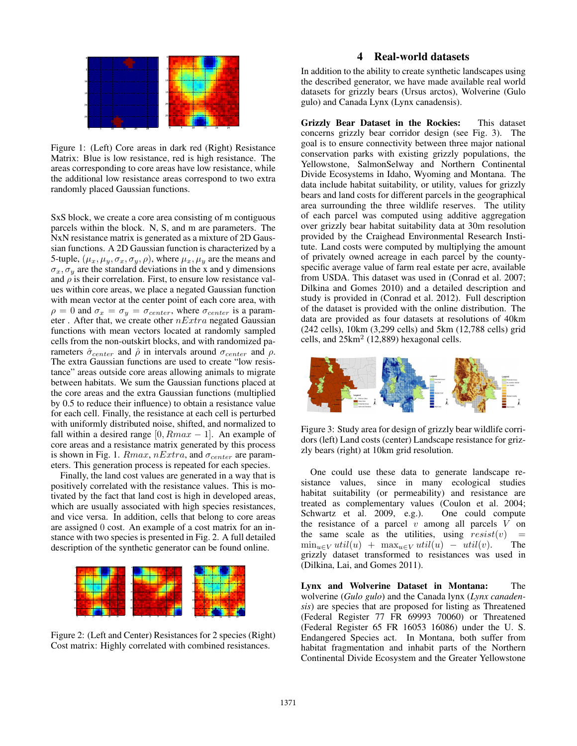Figure 1: (Left) Core areas in dark red (Right) Resistance Matrix: Blue is low resistance, red is high resistance. The areas corresponding to core areas have low resistance, while the additional low resistance areas correspond to two extra randomly placed Gaussian functions.

SxS block, we create a core area consisting of m contiguous parcels within the block. N, S, and m are parameters. The NxN resistance matrix is generated as a mixture of 2D Gaussian functions. A 2D Gaussian function is characterized by a 5-tuple, $(\mu_x, \mu_y, \sigma_x, \sigma_y, \rho)$, where $\mu_x, \mu_y$ are the means and $\sigma_x, \sigma_y$ are the standard deviations in the x and y dimensions and $\rho$ is their correlation. First, to ensure low resistance values within core areas, we place a negated Gaussian function with mean vector at the center point of each core area, with $\rho = 0$ and $\sigma_x = \sigma_y = \sigma_{center}$, where $\sigma_{center}$ is a parameter . After that, we create other $nExtra$ negated Gaussian functions with mean vectors located at randomly sampled cells from the non-outskirt blocks, and with randomized parameters $\hat{\sigma}_{center}$ and $\hat{\rho}$ in intervals around $\sigma_{center}$ and $\rho$. The extra Gaussian functions are used to create "low resistance" areas outside core areas allowing animals to migrate between habitats. We sum the Gaussian functions placed at the core areas and the extra Gaussian functions (multiplied by 0.5 to reduce their influence) to obtain a resistance value for each cell. Finally, the resistance at each cell is perturbed with uniformly distributed noise, shifted, and normalized to fall within a desired range $[0, Rmax - 1]$. An example of core areas and a resistance matrix generated by this process is shown in Fig. 1. $Rmax$, $nExtra$, and $\sigma_{center}$ are parameters. This generation process is repeated for each species.

Finally, the land cost values are generated in a way that is positively correlated with the resistance values. This is motivated by the fact that land cost is high in developed areas, which are usually associated with high species resistances, and vice versa. In addition, cells that belong to core areas are assigned 0 cost. An example of a cost matrix for an instance with two species is presented in Fig. 2. A full detailed description of the synthetic generator can be found online.

Figure 2: (Left and Center) Resistances for 2 species (Right) Cost matrix: Highly correlated with combined resistances.

## 4 Real-world datasets

In addition to the ability to create synthetic landscapes using the described generator, we have made available real world datasets for grizzly bears (Ursus arctos), Wolverine (Gulo gulo) and Canada Lynx (Lynx canadensis).

**Grizzly Bear Dataset in the Rockies:** This dataset concerns grizzly bear corridor design (see Fig. 3). The goal is to ensure connectivity between three major national conservation parks with existing grizzly populations, the Yellowstone, SalmonSelway and Northern Continental Divide Ecosystems in Idaho, Wyoming and Montana. The data include habitat suitability, or utility, values for grizzly bears and land costs for different parcels in the geographical area surrounding the three wildlife reserves. The utility of each parcel was computed using additive aggregation over grizzly bear habitat suitability data at 30m resolution provided by the Craighead Environmental Research Institute. Land costs were computed by multiplying the amount of privately owned acreage in each parcel by the county-specific average value of farm real estate per acre, available from USDA. This dataset was used in (Conrad et al. 2007; Dilkina and Gomes 2010) and a detailed description and study is provided in (Conrad et al. 2012). Full description of the dataset is provided with the online distribution. The data are provided as four datasets at resolutions of 40km (242 cells), 10km (3,299 cells) and 5km (12,788 cells) grid cells, and 25km$^2$ (12,889) hexagonal cells.

Figure 3: Study area for design of grizzly bear wildlife corridors (left) Land costs (center) Landscape resistance for grizzly bears (right) at 10km grid resolution.

One could use these data to generate landscape resistance values, since in many ecological studies habitat suitability (or permeability) and resistance are treated as complementary values (Coulon et al. 2004; Schwartz et al. 2009, e.g.). One could compute the resistance of a parcel $v$ among all parcels $V$ on the same scale as the utilities, using $resist(v) = \min_{u \in V} util(u) + \max_{u \in V} util(u) - util(v)$. The grizzly dataset transformed to resistances was used in (Dilkina, Lai, and Gomes 2011).

**Lynx and Wolverine Dataset in Montana:** The wolverine (*Gulo gulo*) and the Canada lynx (*Lynx canadensis*) are species that are proposed for listing as Threatened (Federal Register 77 FR 69993 70060) or Threatened (Federal Register 65 FR 16053 16086) under the U. S. Endangered Species act. In Montana, both suffer from habitat fragmentation and inhabit parts of the Northern Continental Divide Ecosystem and the Greater Yellowstone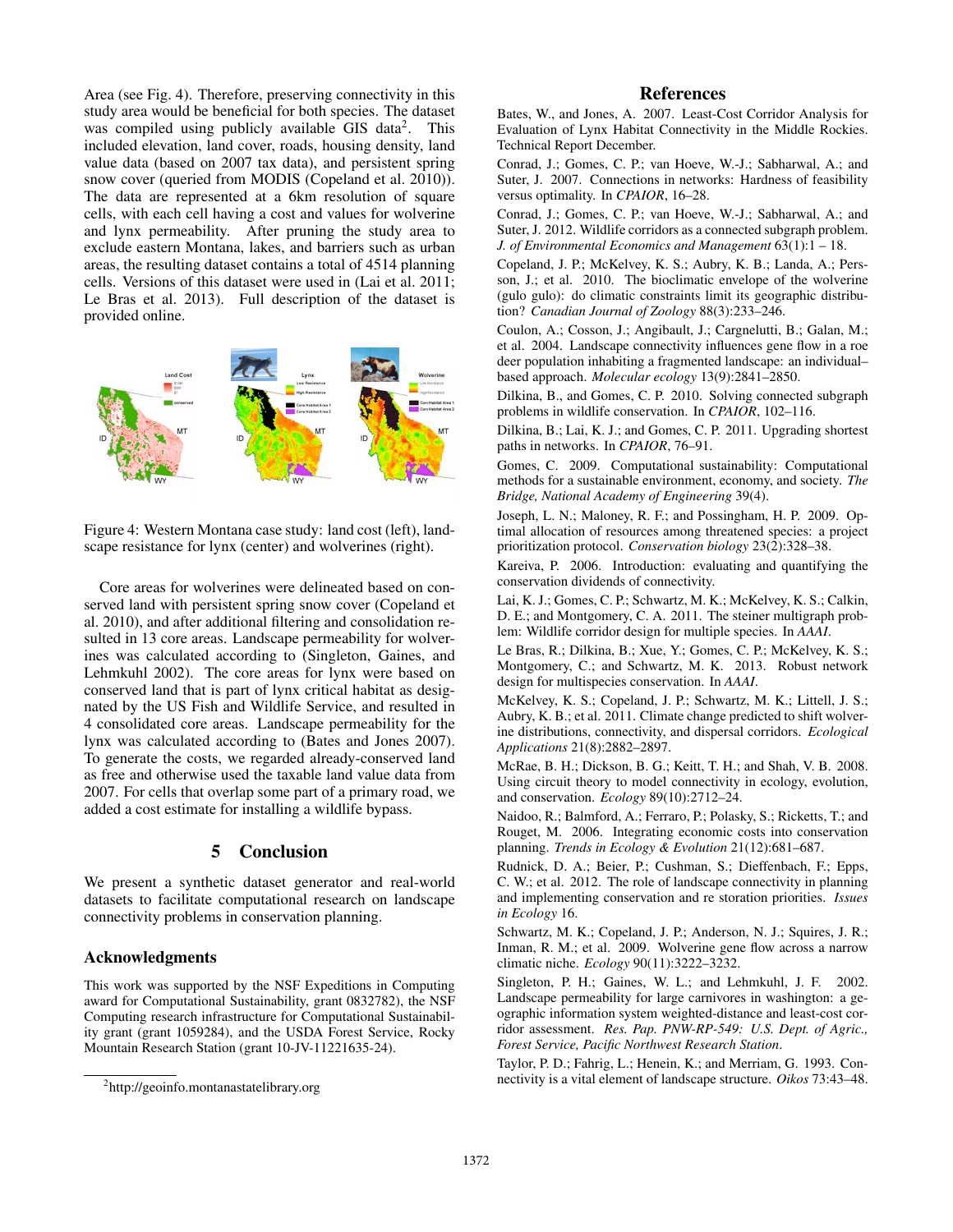Area (see Fig. 4). Therefore, preserving connectivity in this study area would be beneficial for both species. The dataset was compiled using publicly available GIS data[2]. This included elevation, land cover, roads, housing density, land value data (based on 2007 tax data), and persistent spring snow cover (queried from MODIS (Copeland et al. 2010)). The data are represented at a 6km resolution of square cells, with each cell having a cost and values for wolverine and lynx permeability. After pruning the study area to exclude eastern Montana, lakes, and barriers such as urban areas, the resulting dataset contains a total of 4514 planning cells. Versions of this dataset were used in (Lai et al. 2011; Le Bras et al. 2013). Full description of the dataset is provided online.

Land Cost

Lynx

Wolverine

Figure 4: Western Montana case study: land cost (left), landscape resistance for lynx (center) and wolverines (right).

Core areas for wolverines were delineated based on conserved land with persistent spring snow cover (Copeland et al. 2010), and after additional filtering and consolidation resulted in 13 core areas. Landscape permeability for wolverines was calculated according to (Singleton, Gaines, and Lehmkuhl 2002). The core areas for lynx were based on conserved land that is part of lynx critical habitat as designated by the US Fish and Wildlife Service, and resulted in 4 consolidated core areas. Landscape permeability for the lynx was calculated according to (Bates and Jones 2007). To generate the costs, we regarded already-conserved land as free and otherwise used the taxable land value data from 2007. For cells that overlap some part of a primary road, we added a cost estimate for installing a wildlife bypass.

## 5 Conclusion

We present a synthetic dataset generator and real-world datasets to facilitate computational research on landscape connectivity problems in conservation planning.

### Acknowledgments

This work was supported by the NSF Expeditions in Computing award for Computational Sustainability, grant 0832782), the NSF Computing research infrastructure for Computational Sustainability grant (grant 1059284), and the USDA Forest Service, Rocky Mountain Research Station (grant 10-JV-11221635-24).

[2] http://geoinfo.montanastatelibrary.org

## References

Bates, W., and Jones, A. 2007. Least-Cost Corridor Analysis for Evaluation of Lynx Habitat Connectivity in the Middle Rockies. Technical Report December.

Conrad, J.; Gomes, C. P.; van Hoeve, W.-J.; Sabharwal, A.; and Suter, J. 2007. Connections in networks: Hardness of feasibility versus optimality. In *CPAIOR*, 16–28.

Conrad, J.; Gomes, C. P.; van Hoeve, W.-J.; Sabharwal, A.; and Suter, J. 2012. Wildlife corridors as a connected subgraph problem. *J. of Environmental Economics and Management* 63(1):1 – 18.

Copeland, J. P.; McKelvey, K. S.; Aubry, K. B.; Landa, A.; Persson, J.; et al. 2010. The bioclimatic envelope of the wolverine (gulo gulo): do climatic constraints limit its geographic distribution? *Canadian Journal of Zoology* 88(3):233–246.

Coulon, A.; Cosson, J.; Angibault, J.; Cargnelutti, B.; Galan, M.; et al. 2004. Landscape connectivity influences gene flow in a roe deer population inhabiting a fragmented landscape: an individual–based approach. *Molecular ecology* 13(9):2841–2850.

Dilkina, B., and Gomes, C. P. 2010. Solving connected subgraph problems in wildlife conservation. In *CPAIOR*, 102–116.

Dilkina, B.; Lai, K. J.; and Gomes, C. P. 2011. Upgrading shortest paths in networks. In *CPAIOR*, 76–91.

Gomes, C. 2009. Computational sustainability: Computational methods for a sustainable environment, economy, and society. *The Bridge, National Academy of Engineering* 39(4).

Joseph, L. N.; Maloney, R. F.; and Possingham, H. P. 2009. Optimal allocation of resources among threatened species: a project prioritization protocol. *Conservation biology* 23(2):328–38.

Kareiva, P. 2006. Introduction: evaluating and quantifying the conservation dividends of connectivity.

Lai, K. J.; Gomes, C. P.; Schwartz, M. K.; McKelvey, K. S.; Calkin, D. E.; and Montgomery, C. A. 2011. The steiner multigraph problem: Wildlife corridor design for multiple species. In *AAAI*.

Le Bras, R.; Dilkina, B.; Xue, Y.; Gomes, C. P.; McKelvey, K. S.; Montgomery, C.; and Schwartz, M. K. 2013. Robust network design for multispecies conservation. In *AAAI*.

McKelvey, K. S.; Copeland, J. P.; Schwartz, M. K.; Littell, J. S.; Aubry, K. B.; et al. 2011. Climate change predicted to shift wolverine distributions, connectivity, and dispersal corridors. *Ecological Applications* 21(8):2882–2897.

McRae, B. H.; Dickson, B. G.; Keitt, T. H.; and Shah, V. B. 2008. Using circuit theory to model connectivity in ecology, evolution, and conservation. *Ecology* 89(10):2712–24.

Naidoo, R.; Balmford, A.; Ferraro, P.; Polasky, S.; Ricketts, T.; and Rouget, M. 2006. Integrating economic costs into conservation planning. *Trends in Ecology & Evolution* 21(12):681–687.

Rudnick, D. A.; Beier, P.; Cushman, S.; Dieffenbach, F.; Epps, C. W.; et al. 2012. The role of landscape connectivity in planning and implementing conservation and re storation priorities. *Issues in Ecology* 16.

Schwartz, M. K.; Copeland, J. P.; Anderson, N. J.; Squires, J. R.; Inman, R. M.; et al. 2009. Wolverine gene flow across a narrow climatic niche. *Ecology* 90(11):3222–3232.

Singleton, P. H.; Gaines, W. L.; and Lehmkuhl, J. F. 2002. Landscape permeability for large carnivores in washington: a geographic information system weighted-distance and least-cost corridor assessment. *Res. Pap. PNW-RP-549: U.S. Dept. of Agric., Forest Service, Pacific Northwest Research Station*.

Taylor, P. D.; Fahrig, L.; Henein, K.; and Merriam, G. 1993. Connectivity is a vital element of landscape structure. *Oikos* 73:43–48.